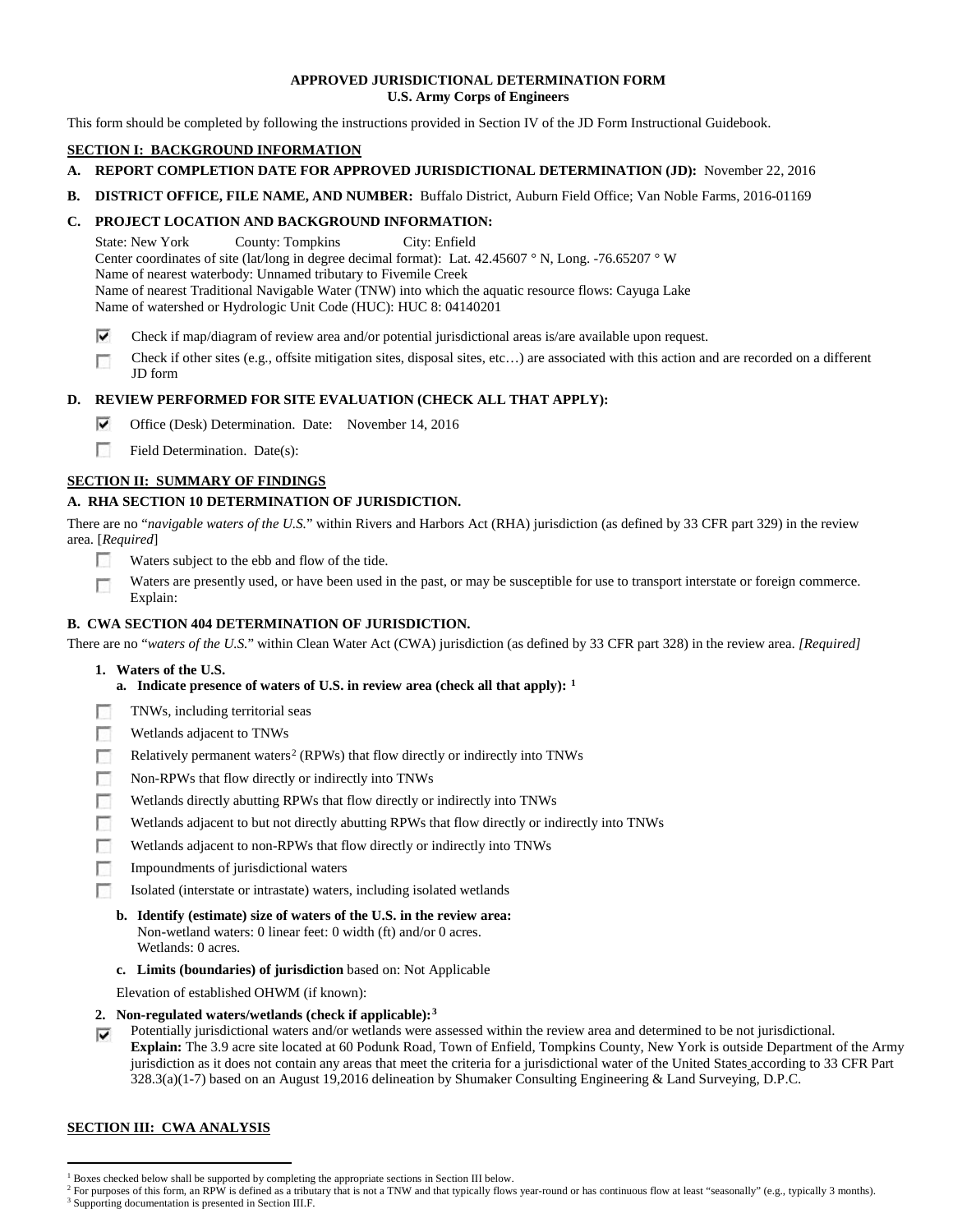**APPROVED JURISDICTIONAL DETERMINATION FORM**
**U.S. Army Corps of Engineers**

This form should be completed by following the instructions provided in Section IV of the JD Form Instructional Guidebook.

## SECTION I: BACKGROUND INFORMATION

**A. REPORT COMPLETION DATE FOR APPROVED JURISDICTIONAL DETERMINATION (JD):** November 22, 2016

**B. DISTRICT OFFICE, FILE NAME, AND NUMBER:** Buffalo District, Auburn Field Office; Van Noble Farms, 2016-01169

**C. PROJECT LOCATION AND BACKGROUND INFORMATION:**

State: New York County: Tompkins City: Enfield
Center coordinates of site (lat/long in degree decimal format): Lat. 42.45607 ° N, Long. -76.65207 ° W
Name of nearest waterbody: Unnamed tributary to Fivemile Creek
Name of nearest Traditional Navigable Water (TNW) into which the aquatic resource flows: Cayuga Lake
Name of watershed or Hydrologic Unit Code (HUC): HUC 8: 04140201

- [x] Check if map/diagram of review area and/or potential jurisdictional areas is/are available upon request.
- [ ] Check if other sites (e.g., offsite mitigation sites, disposal sites, etc…) are associated with this action and are recorded on a different JD form

**D. REVIEW PERFORMED FOR SITE EVALUATION (CHECK ALL THAT APPLY):**

- [x] Office (Desk) Determination. Date: November 14, 2016
- [ ] Field Determination. Date(s):

## SECTION II: SUMMARY OF FINDINGS

**A. RHA SECTION 10 DETERMINATION OF JURISDICTION.**

There are no "*navigable waters of the U.S.*" within Rivers and Harbors Act (RHA) jurisdiction (as defined by 33 CFR part 329) in the review area. [*Required*]

- [ ] Waters subject to the ebb and flow of the tide.
- [ ] Waters are presently used, or have been used in the past, or may be susceptible for use to transport interstate or foreign commerce. Explain:

**B. CWA SECTION 404 DETERMINATION OF JURISDICTION.**

There are no "*waters of the U.S.*" within Clean Water Act (CWA) jurisdiction (as defined by 33 CFR part 328) in the review area. *[Required]*

**1. Waters of the U.S.**

**a. Indicate presence of waters of U.S. in review area (check all that apply):** [1]

- [ ] TNWs, including territorial seas
- [ ] Wetlands adjacent to TNWs
- [ ] Relatively permanent waters[2] (RPWs) that flow directly or indirectly into TNWs
- [ ] Non-RPWs that flow directly or indirectly into TNWs
- [ ] Wetlands directly abutting RPWs that flow directly or indirectly into TNWs
- [ ] Wetlands adjacent to but not directly abutting RPWs that flow directly or indirectly into TNWs
- [ ] Wetlands adjacent to non-RPWs that flow directly or indirectly into TNWs
- [ ] Impoundments of jurisdictional waters
- [ ] Isolated (interstate or intrastate) waters, including isolated wetlands

**b. Identify (estimate) size of waters of the U.S. in the review area:**
Non-wetland waters: 0 linear feet: 0 width (ft) and/or 0 acres.
Wetlands: 0 acres.

**c. Limits (boundaries) of jurisdiction** based on: Not Applicable

Elevation of established OHWM (if known):

**2. Non-regulated waters/wetlands (check if applicable):**[3]

- [x] Potentially jurisdictional waters and/or wetlands were assessed within the review area and determined to be not jurisdictional. **Explain:** The 3.9 acre site located at 60 Podunk Road, Town of Enfield, Tompkins County, New York is outside Department of the Army jurisdiction as it does not contain any areas that meet the criteria for a jurisdictional water of the United States according to 33 CFR Part 328.3(a)(1-7) based on an August 19,2016 delineation by Shumaker Consulting Engineering & Land Surveying, D.P.C.

## SECTION III: CWA ANALYSIS

---

[1] Boxes checked below shall be supported by completing the appropriate sections in Section III below.
[2] For purposes of this form, an RPW is defined as a tributary that is not a TNW and that typically flows year-round or has continuous flow at least "seasonally" (e.g., typically 3 months).
[3] Supporting documentation is presented in Section III.F.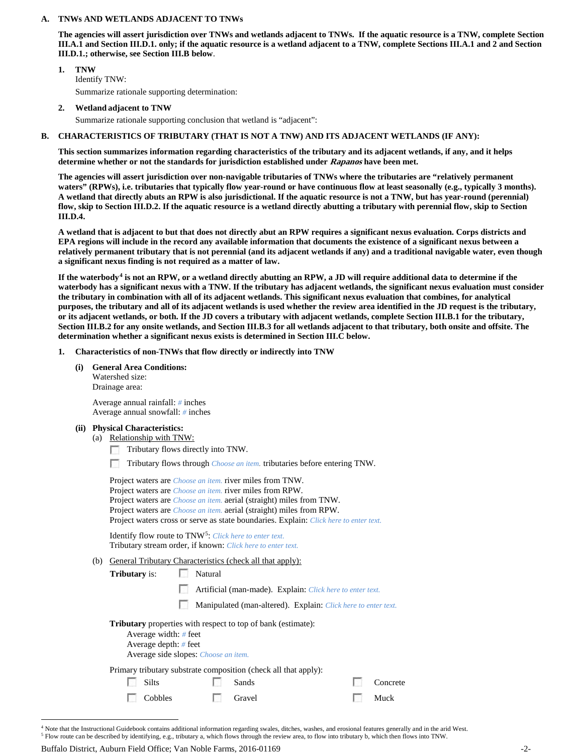**A. TNWs AND WETLANDS ADJACENT TO TNWs**

**The agencies will assert jurisdiction over TNWs and wetlands adjacent to TNWs. If the aquatic resource is a TNW, complete Section III.A.1 and Section III.D.1. only; if the aquatic resource is a wetland adjacent to a TNW, complete Sections III.A.1 and 2 and Section III.D.1.; otherwise, see Section III.B below**.

**1. TNW**

Identify TNW:

Summarize rationale supporting determination:

**2. Wetland adjacent to TNW**

Summarize rationale supporting conclusion that wetland is "adjacent":

**B. CHARACTERISTICS OF TRIBUTARY (THAT IS NOT A TNW) AND ITS ADJACENT WETLANDS (IF ANY):**

**This section summarizes information regarding characteristics of the tributary and its adjacent wetlands, if any, and it helps determine whether or not the standards for jurisdiction established under *Rapanos* have been met.**

**The agencies will assert jurisdiction over non-navigable tributaries of TNWs where the tributaries are "relatively permanent waters" (RPWs), i.e. tributaries that typically flow year-round or have continuous flow at least seasonally (e.g., typically 3 months). A wetland that directly abuts an RPW is also jurisdictional. If the aquatic resource is not a TNW, but has year-round (perennial) flow, skip to Section III.D.2. If the aquatic resource is a wetland directly abutting a tributary with perennial flow, skip to Section III.D.4.**

**A wetland that is adjacent to but that does not directly abut an RPW requires a significant nexus evaluation. Corps districts and EPA regions will include in the record any available information that documents the existence of a significant nexus between a relatively permanent tributary that is not perennial (and its adjacent wetlands if any) and a traditional navigable water, even though a significant nexus finding is not required as a matter of law.**

**If the waterbody[4] is not an RPW, or a wetland directly abutting an RPW, a JD will require additional data to determine if the waterbody has a significant nexus with a TNW. If the tributary has adjacent wetlands, the significant nexus evaluation must consider the tributary in combination with all of its adjacent wetlands. This significant nexus evaluation that combines, for analytical purposes, the tributary and all of its adjacent wetlands is used whether the review area identified in the JD request is the tributary, or its adjacent wetlands, or both. If the JD covers a tributary with adjacent wetlands, complete Section III.B.1 for the tributary, Section III.B.2 for any onsite wetlands, and Section III.B.3 for all wetlands adjacent to that tributary, both onsite and offsite. The determination whether a significant nexus exists is determined in Section III.C below.**

**1. Characteristics of non-TNWs that flow directly or indirectly into TNW**

**(i) General Area Conditions:**

Watershed size:
Drainage area:

Average annual rainfall: # inches
Average annual snowfall: # inches

**(ii) Physical Characteristics:**

(a) Relationship with TNW:

☐ Tributary flows directly into TNW.

☐ Tributary flows through Choose an item. tributaries before entering TNW.

Project waters are Choose an item. river miles from TNW.
Project waters are Choose an item. river miles from RPW.
Project waters are Choose an item. aerial (straight) miles from TNW.
Project waters are Choose an item. aerial (straight) miles from RPW.
Project waters cross or serve as state boundaries. Explain: Click here to enter text.

Identify flow route to TNW[5]: Click here to enter text.
Tributary stream order, if known: Click here to enter text.

(b) General Tributary Characteristics (check all that apply):

**Tributary** is: ☐ Natural

☐ Artificial (man-made). Explain: Click here to enter text.

☐ Manipulated (man-altered). Explain: Click here to enter text.

**Tributary** properties with respect to top of bank (estimate):
Average width: # feet
Average depth: # feet
Average side slopes: Choose an item.

Primary tributary substrate composition (check all that apply):

| | | |
|---|---|---|
| ☐ Silts | ☐ Sands | ☐ Concrete |
| ☐ Cobbles | ☐ Gravel | ☐ Muck |

[4] Note that the Instructional Guidebook contains additional information regarding swales, ditches, washes, and erosional features generally and in the arid West.
[5] Flow route can be described by identifying, e.g., tributary a, which flows through the review area, to flow into tributary b, which then flows into TNW.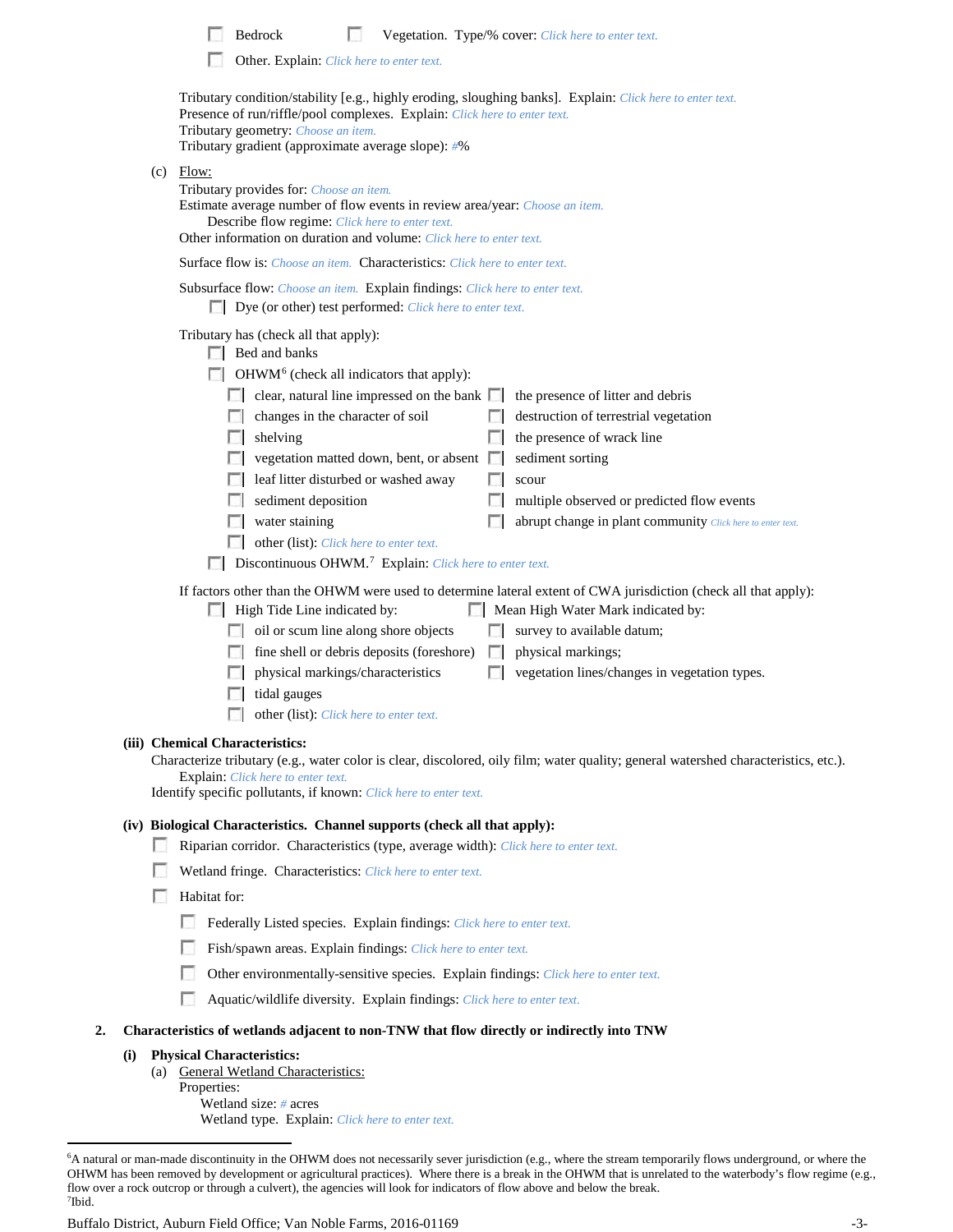☐ Bedrock ☐ Vegetation. Type/% cover: Click here to enter text.

☐ Other. Explain: Click here to enter text.

Tributary condition/stability [e.g., highly eroding, sloughing banks]. Explain: Click here to enter text.
Presence of run/riffle/pool complexes. Explain: Click here to enter text.
Tributary geometry: Choose an item.
Tributary gradient (approximate average slope): #%

(c) Flow:
Tributary provides for: Choose an item.
Estimate average number of flow events in review area/year: Choose an item.
Describe flow regime: Click here to enter text.
Other information on duration and volume: Click here to enter text.

Surface flow is: Choose an item. Characteristics: Click here to enter text.

Subsurface flow: Choose an item. Explain findings: Click here to enter text.
☐ Dye (or other) test performed: Click here to enter text.

Tributary has (check all that apply):
☐ Bed and banks
☐ OHWM[6] (check all indicators that apply):
- ☐ clear, natural line impressed on the bank
- ☐ changes in the character of soil
- ☐ shelving
- ☐ vegetation matted down, bent, or absent
- ☐ leaf litter disturbed or washed away
- ☐ sediment deposition
- ☐ water staining
- ☐ other (list): Click here to enter text.
- ☐ the presence of litter and debris
- ☐ destruction of terrestrial vegetation
- ☐ the presence of wrack line
- ☐ sediment sorting
- ☐ scour
- ☐ multiple observed or predicted flow events
- ☐ abrupt change in plant community Click here to enter text.

☐ Discontinuous OHWM.[7] Explain: Click here to enter text.

If factors other than the OHWM were used to determine lateral extent of CWA jurisdiction (check all that apply):
☐ High Tide Line indicated by:
- ☐ oil or scum line along shore objects
- ☐ fine shell or debris deposits (foreshore)
- ☐ physical markings/characteristics
- ☐ tidal gauges
- ☐ other (list): Click here to enter text.

☐ Mean High Water Mark indicated by:
- ☐ survey to available datum;
- ☐ physical markings;
- ☐ vegetation lines/changes in vegetation types.

**(iii) Chemical Characteristics:**
Characterize tributary (e.g., water color is clear, discolored, oily film; water quality; general watershed characteristics, etc.).
Explain: Click here to enter text.
Identify specific pollutants, if known: Click here to enter text.

**(iv) Biological Characteristics. Channel supports (check all that apply):**
☐ Riparian corridor. Characteristics (type, average width): Click here to enter text.

☐ Wetland fringe. Characteristics: Click here to enter text.

☐ Habitat for:

- ☐ Federally Listed species. Explain findings: Click here to enter text.
- ☐ Fish/spawn areas. Explain findings: Click here to enter text.
- ☐ Other environmentally-sensitive species. Explain findings: Click here to enter text.
- ☐ Aquatic/wildlife diversity. Explain findings: Click here to enter text.

**2. Characteristics of wetlands adjacent to non-TNW that flow directly or indirectly into TNW**

**(i) Physical Characteristics:**
(a) General Wetland Characteristics:
Properties:
Wetland size: # acres
Wetland type. Explain: Click here to enter text.

[6] A natural or man-made discontinuity in the OHWM does not necessarily sever jurisdiction (e.g., where the stream temporarily flows underground, or where the OHWM has been removed by development or agricultural practices). Where there is a break in the OHWM that is unrelated to the waterbody's flow regime (e.g., flow over a rock outcrop or through a culvert), the agencies will look for indicators of flow above and below the break.
[7] Ibid.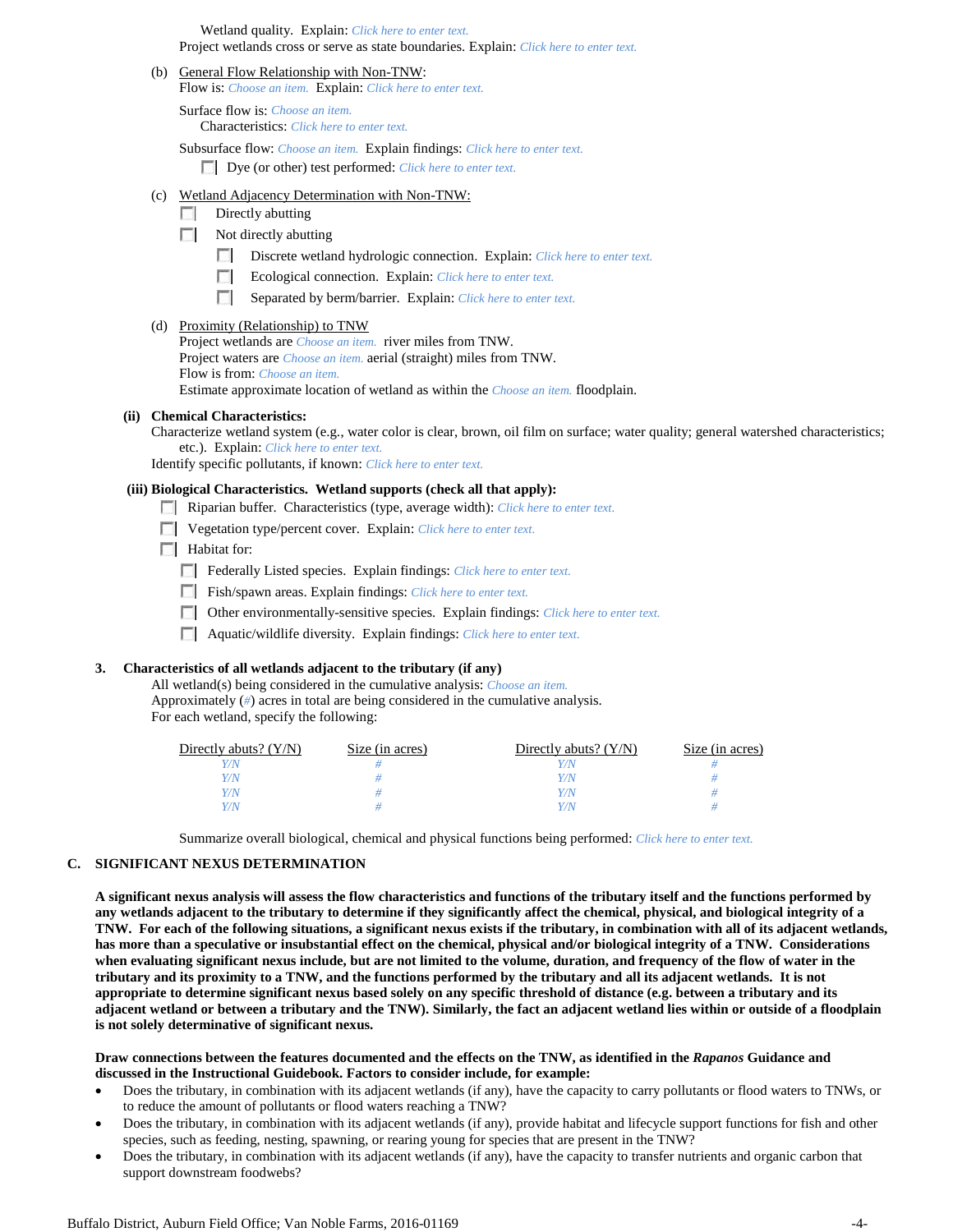Wetland quality. Explain: *Click here to enter text.*
Project wetlands cross or serve as state boundaries. Explain: *Click here to enter text.*

(b) General Flow Relationship with Non-TNW:
Flow is: *Choose an item.* Explain: *Click here to enter text.*

Surface flow is: *Choose an item.*
Characteristics: *Click here to enter text.*

Subsurface flow: *Choose an item.* Explain findings: *Click here to enter text.*
☐ Dye (or other) test performed: *Click here to enter text.*

(c) Wetland Adjacency Determination with Non-TNW:
☐ Directly abutting
☐ Not directly abutting
☐ Discrete wetland hydrologic connection. Explain: *Click here to enter text.*
☐ Ecological connection. Explain: *Click here to enter text.*
☐ Separated by berm/barrier. Explain: *Click here to enter text.*

(d) Proximity (Relationship) to TNW
Project wetlands are *Choose an item.* river miles from TNW.
Project waters are *Choose an item.* aerial (straight) miles from TNW.
Flow is from: *Choose an item.*
Estimate approximate location of wetland as within the *Choose an item.* floodplain.

**(ii) Chemical Characteristics:**
Characterize wetland system (e.g., water color is clear, brown, oil film on surface; water quality; general watershed characteristics; etc.). Explain: *Click here to enter text.*
Identify specific pollutants, if known: *Click here to enter text.*

**(iii) Biological Characteristics. Wetland supports (check all that apply):**
☐ Riparian buffer. Characteristics (type, average width): *Click here to enter text.*
☐ Vegetation type/percent cover. Explain: *Click here to enter text.*
☐ Habitat for:
☐ Federally Listed species. Explain findings: *Click here to enter text.*
☐ Fish/spawn areas. Explain findings: *Click here to enter text.*
☐ Other environmentally-sensitive species. Explain findings: *Click here to enter text.*
☐ Aquatic/wildlife diversity. Explain findings: *Click here to enter text.*

**3. Characteristics of all wetlands adjacent to the tributary (if any)**
All wetland(s) being considered in the cumulative analysis: *Choose an item.*
Approximately (*#*) acres in total are being considered in the cumulative analysis.
For each wetland, specify the following:

| Directly abuts? (Y/N) | Size (in acres) | Directly abuts? (Y/N) | Size (in acres) |
|---|---|---|---|
| *Y/N* | *#* | *Y/N* | *#* |
| *Y/N* | *#* | *Y/N* | *#* |
| *Y/N* | *#* | *Y/N* | *#* |
| *Y/N* | *#* | *Y/N* | *#* |

Summarize overall biological, chemical and physical functions being performed: *Click here to enter text.*

## C. SIGNIFICANT NEXUS DETERMINATION

**A significant nexus analysis will assess the flow characteristics and functions of the tributary itself and the functions performed by any wetlands adjacent to the tributary to determine if they significantly affect the chemical, physical, and biological integrity of a TNW. For each of the following situations, a significant nexus exists if the tributary, in combination with all of its adjacent wetlands, has more than a speculative or insubstantial effect on the chemical, physical and/or biological integrity of a TNW. Considerations when evaluating significant nexus include, but are not limited to the volume, duration, and frequency of the flow of water in the tributary and its proximity to a TNW, and the functions performed by the tributary and all its adjacent wetlands. It is not appropriate to determine significant nexus based solely on any specific threshold of distance (e.g. between a tributary and its adjacent wetland or between a tributary and the TNW). Similarly, the fact an adjacent wetland lies within or outside of a floodplain is not solely determinative of significant nexus.**

**Draw connections between the features documented and the effects on the TNW, as identified in the *Rapanos* Guidance and discussed in the Instructional Guidebook. Factors to consider include, for example:**

- Does the tributary, in combination with its adjacent wetlands (if any), have the capacity to carry pollutants or flood waters to TNWs, or to reduce the amount of pollutants or flood waters reaching a TNW?
- Does the tributary, in combination with its adjacent wetlands (if any), provide habitat and lifecycle support functions for fish and other species, such as feeding, nesting, spawning, or rearing young for species that are present in the TNW?
- Does the tributary, in combination with its adjacent wetlands (if any), have the capacity to transfer nutrients and organic carbon that support downstream foodwebs?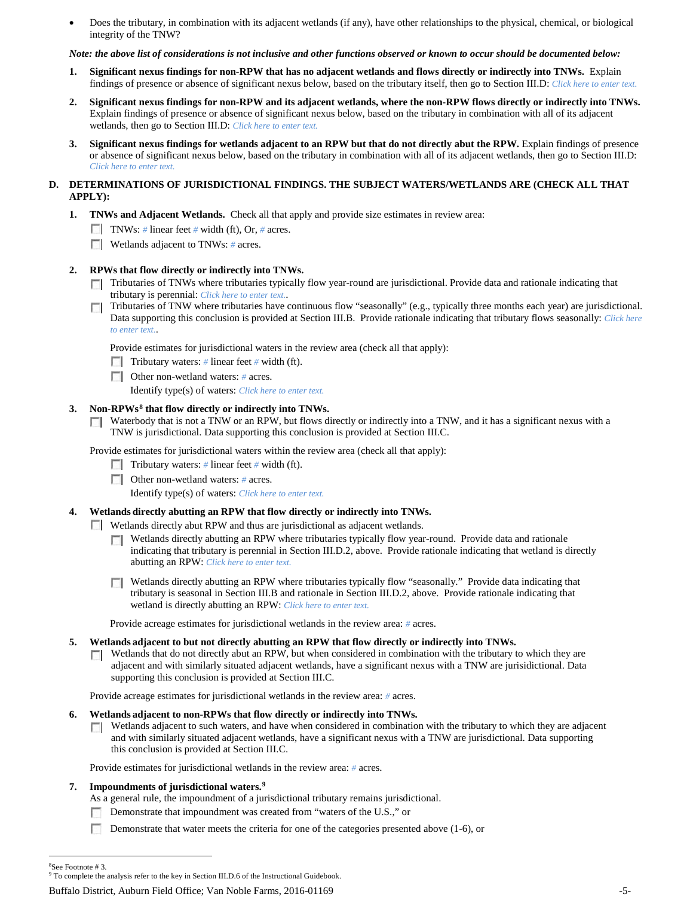- Does the tributary, in combination with its adjacent wetlands (if any), have other relationships to the physical, chemical, or biological integrity of the TNW?

***Note: the above list of considerations is not inclusive and other functions observed or known to occur should be documented below:***

1. **Significant nexus findings for non-RPW that has no adjacent wetlands and flows directly or indirectly into TNWs.** Explain findings of presence or absence of significant nexus below, based on the tributary itself, then go to Section III.D: *Click here to enter text.*

2. **Significant nexus findings for non-RPW and its adjacent wetlands, where the non-RPW flows directly or indirectly into TNWs.** Explain findings of presence or absence of significant nexus below, based on the tributary in combination with all of its adjacent wetlands, then go to Section III.D: *Click here to enter text.*

3. **Significant nexus findings for wetlands adjacent to an RPW but that do not directly abut the RPW.** Explain findings of presence or absence of significant nexus below, based on the tributary in combination with all of its adjacent wetlands, then go to Section III.D: *Click here to enter text.*

## D. DETERMINATIONS OF JURISDICTIONAL FINDINGS. THE SUBJECT WATERS/WETLANDS ARE (CHECK ALL THAT APPLY):

1. **TNWs and Adjacent Wetlands.** Check all that apply and provide size estimates in review area:
   - ☐ TNWs: # linear feet # width (ft), Or, # acres.
   - ☐ Wetlands adjacent to TNWs: # acres.

2. **RPWs that flow directly or indirectly into TNWs.**
   - ☐ Tributaries of TNWs where tributaries typically flow year-round are jurisdictional. Provide data and rationale indicating that tributary is perennial: *Click here to enter text.*.
   - ☐ Tributaries of TNW where tributaries have continuous flow "seasonally" (e.g., typically three months each year) are jurisdictional. Data supporting this conclusion is provided at Section III.B. Provide rationale indicating that tributary flows seasonally: *Click here to enter text.*.

   Provide estimates for jurisdictional waters in the review area (check all that apply):
   - ☐ Tributary waters: # linear feet # width (ft).
   - ☐ Other non-wetland waters: # acres.
     Identify type(s) of waters: *Click here to enter text.*

3. **Non-RPWs[8] that flow directly or indirectly into TNWs.**
   - ☐ Waterbody that is not a TNW or an RPW, but flows directly or indirectly into a TNW, and it has a significant nexus with a TNW is jurisdictional. Data supporting this conclusion is provided at Section III.C.

   Provide estimates for jurisdictional waters within the review area (check all that apply):
   - ☐ Tributary waters: # linear feet # width (ft).
   - ☐ Other non-wetland waters: # acres.
     Identify type(s) of waters: *Click here to enter text.*

4. **Wetlands directly abutting an RPW that flow directly or indirectly into TNWs.**
   - ☐ Wetlands directly abut RPW and thus are jurisdictional as adjacent wetlands.
     - ☐ Wetlands directly abutting an RPW where tributaries typically flow year-round. Provide data and rationale indicating that tributary is perennial in Section III.D.2, above. Provide rationale indicating that wetland is directly abutting an RPW: *Click here to enter text.*
     - ☐ Wetlands directly abutting an RPW where tributaries typically flow "seasonally." Provide data indicating that tributary is seasonal in Section III.B and rationale in Section III.D.2, above. Provide rationale indicating that wetland is directly abutting an RPW: *Click here to enter text.*

   Provide acreage estimates for jurisdictional wetlands in the review area: # acres.

5. **Wetlands adjacent to but not directly abutting an RPW that flow directly or indirectly into TNWs.**
   - ☐ Wetlands that do not directly abut an RPW, but when considered in combination with the tributary to which they are adjacent and with similarly situated adjacent wetlands, have a significant nexus with a TNW are jurisidictional. Data supporting this conclusion is provided at Section III.C.

   Provide acreage estimates for jurisdictional wetlands in the review area: # acres.

6. **Wetlands adjacent to non-RPWs that flow directly or indirectly into TNWs.**
   - ☐ Wetlands adjacent to such waters, and have when considered in combination with the tributary to which they are adjacent and with similarly situated adjacent wetlands, have a significant nexus with a TNW are jurisdictional. Data supporting this conclusion is provided at Section III.C.

   Provide estimates for jurisdictional wetlands in the review area: # acres.

7. **Impoundments of jurisdictional waters.[9]**
   As a general rule, the impoundment of a jurisdictional tributary remains jurisdictional.
   - ☐ Demonstrate that impoundment was created from "waters of the U.S.," or
   - ☐ Demonstrate that water meets the criteria for one of the categories presented above (1-6), or

---

[8] See Footnote # 3.
[9] To complete the analysis refer to the key in Section III.D.6 of the Instructional Guidebook.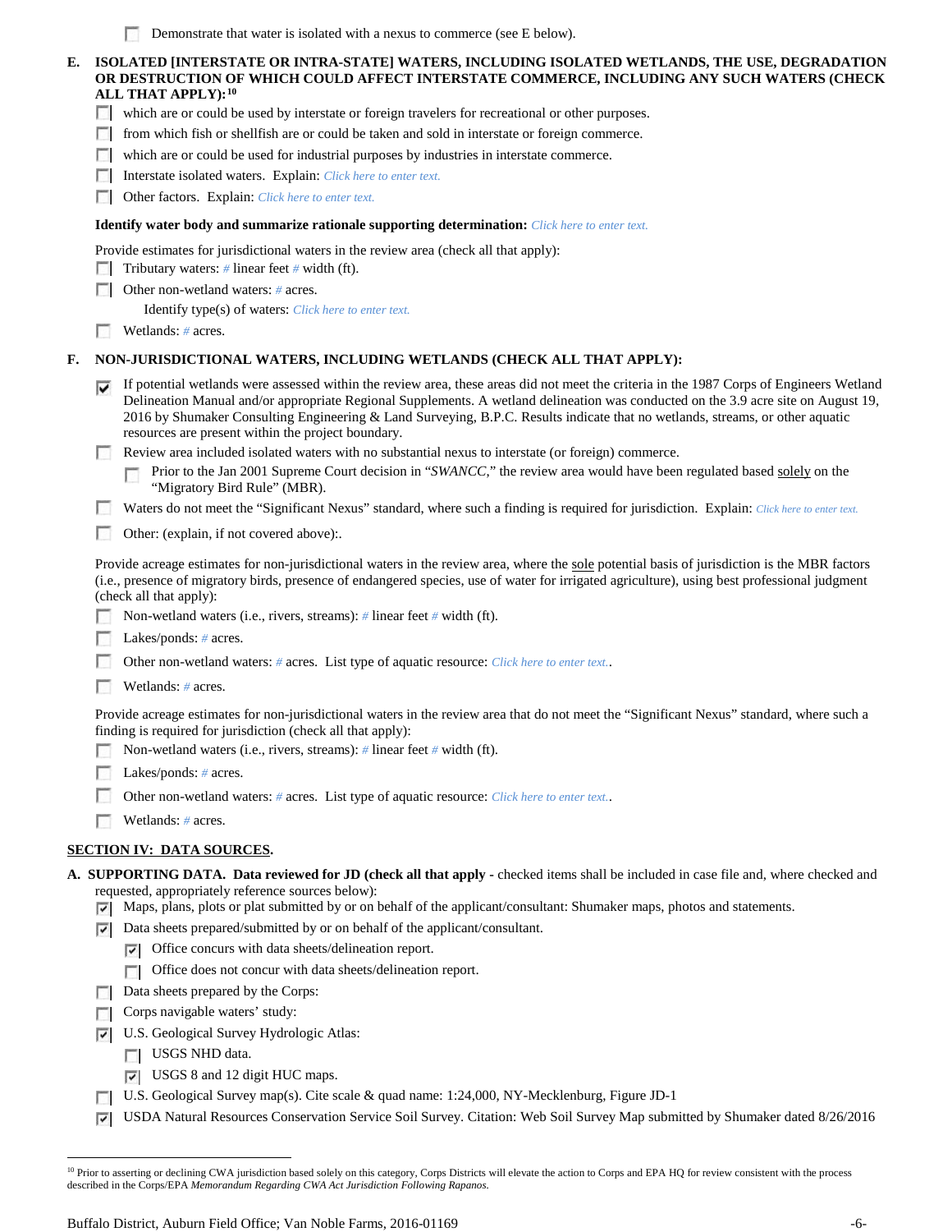☐ Demonstrate that water is isolated with a nexus to commerce (see E below).

**E. ISOLATED [INTERSTATE OR INTRA-STATE] WATERS, INCLUDING ISOLATED WETLANDS, THE USE, DEGRADATION OR DESTRUCTION OF WHICH COULD AFFECT INTERSTATE COMMERCE, INCLUDING ANY SUCH WATERS (CHECK ALL THAT APPLY):[10]**

☐ which are or could be used by interstate or foreign travelers for recreational or other purposes.

☐ from which fish or shellfish are or could be taken and sold in interstate or foreign commerce.

☐ which are or could be used for industrial purposes by industries in interstate commerce.

☐ Interstate isolated waters. Explain: *Click here to enter text.*

☐ Other factors. Explain: *Click here to enter text.*

**Identify water body and summarize rationale supporting determination:** *Click here to enter text.*

Provide estimates for jurisdictional waters in the review area (check all that apply):

☐ Tributary waters: # linear feet # width (ft).

☐ Other non-wetland waters: # acres.

Identify type(s) of waters: *Click here to enter text.*

☐ Wetlands: # acres.

**F. NON-JURISDICTIONAL WATERS, INCLUDING WETLANDS (CHECK ALL THAT APPLY):**

☑ If potential wetlands were assessed within the review area, these areas did not meet the criteria in the 1987 Corps of Engineers Wetland Delineation Manual and/or appropriate Regional Supplements. A wetland delineation was conducted on the 3.9 acre site on August 19, 2016 by Shumaker Consulting Engineering & Land Surveying, B.P.C. Results indicate that no wetlands, streams, or other aquatic resources are present within the project boundary.

☐ Review area included isolated waters with no substantial nexus to interstate (or foreign) commerce.

☐ Prior to the Jan 2001 Supreme Court decision in "*SWANCC*," the review area would have been regulated based solely on the "Migratory Bird Rule" (MBR).

☐ Waters do not meet the "Significant Nexus" standard, where such a finding is required for jurisdiction. Explain: *Click here to enter text.*

☐ Other: (explain, if not covered above):.

Provide acreage estimates for non-jurisdictional waters in the review area, where the sole potential basis of jurisdiction is the MBR factors (i.e., presence of migratory birds, presence of endangered species, use of water for irrigated agriculture), using best professional judgment (check all that apply):

☐ Non-wetland waters (i.e., rivers, streams): # linear feet # width (ft).

☐ Lakes/ponds: # acres.

☐ Other non-wetland waters: # acres. List type of aquatic resource: *Click here to enter text.*.

☐ Wetlands: # acres.

Provide acreage estimates for non-jurisdictional waters in the review area that do not meet the "Significant Nexus" standard, where such a finding is required for jurisdiction (check all that apply):

☐ Non-wetland waters (i.e., rivers, streams): # linear feet # width (ft).

☐ Lakes/ponds: # acres.

☐ Other non-wetland waters: # acres. List type of aquatic resource: *Click here to enter text.*.

☐ Wetlands: # acres.

## SECTION IV: DATA SOURCES.

**A. SUPPORTING DATA. Data reviewed for JD (check all that apply** - checked items shall be included in case file and, where checked and requested, appropriately reference sources below):

☑ Maps, plans, plots or plat submitted by or on behalf of the applicant/consultant: Shumaker maps, photos and statements.

☑ Data sheets prepared/submitted by or on behalf of the applicant/consultant.

☑ Office concurs with data sheets/delineation report.

☐ Office does not concur with data sheets/delineation report.

☐ Data sheets prepared by the Corps:

☐ Corps navigable waters' study:

☑ U.S. Geological Survey Hydrologic Atlas:

☐ USGS NHD data.

☑ USGS 8 and 12 digit HUC maps.

☐ U.S. Geological Survey map(s). Cite scale & quad name: 1:24,000, NY-Mecklenburg, Figure JD-1

☑ USDA Natural Resources Conservation Service Soil Survey. Citation: Web Soil Survey Map submitted by Shumaker dated 8/26/2016

[10] Prior to asserting or declining CWA jurisdiction based solely on this category, Corps Districts will elevate the action to Corps and EPA HQ for review consistent with the process described in the Corps/EPA *Memorandum Regarding CWA Act Jurisdiction Following Rapanos.*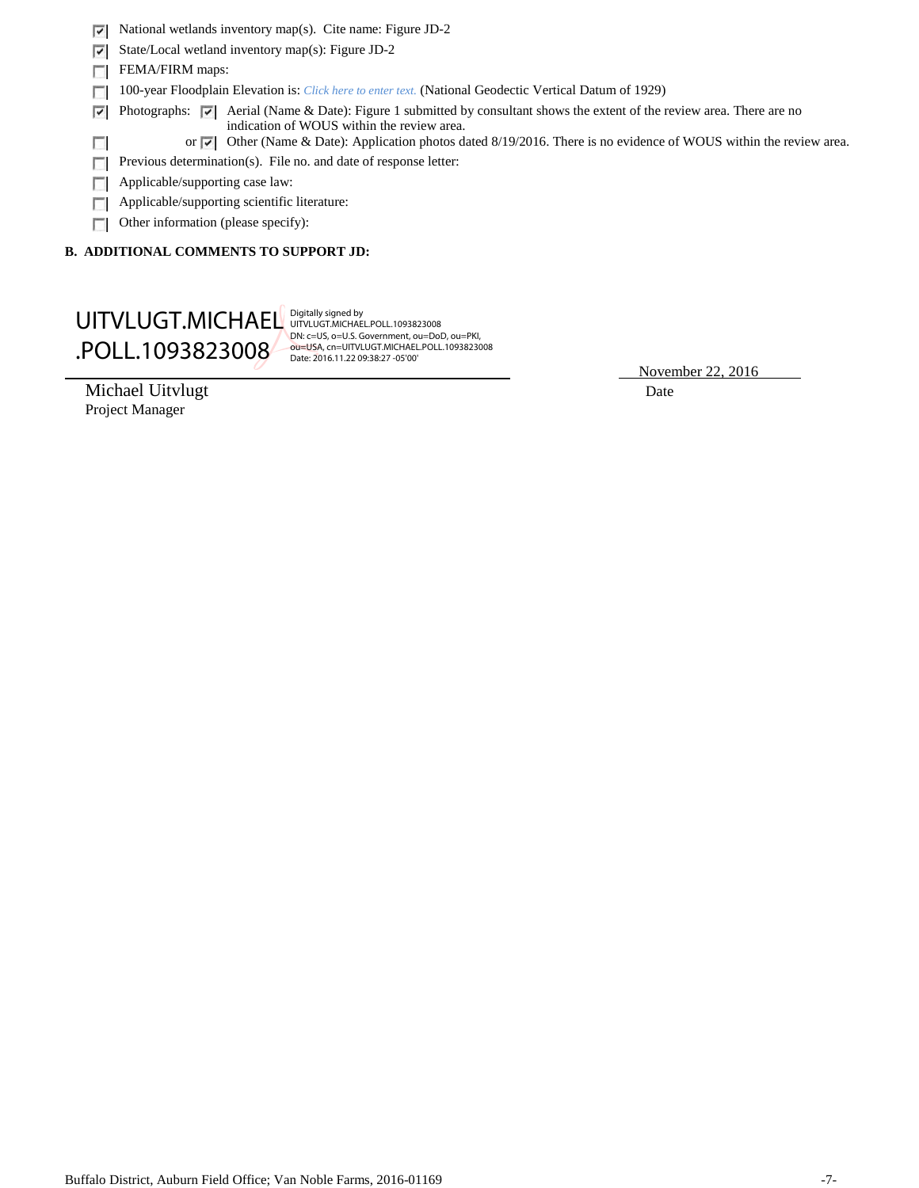- ☑ National wetlands inventory map(s). Cite name: Figure JD-2
- ☑ State/Local wetland inventory map(s): Figure JD-2
- ☐ FEMA/FIRM maps:
- ☐ 100-year Floodplain Elevation is: *Click here to enter text.* (National Geodectic Vertical Datum of 1929)
- ☑ Photographs: ☑ Aerial (Name & Date): Figure 1 submitted by consultant shows the extent of the review area. There are no indication of WOUS within the review area.
- ☐ or ☑ Other (Name & Date): Application photos dated 8/19/2016. There is no evidence of WOUS within the review area.
- ☐ Previous determination(s). File no. and date of response letter:
- ☐ Applicable/supporting case law:
- ☐ Applicable/supporting scientific literature:
- ☐ Other information (please specify):

**B. ADDITIONAL COMMENTS TO SUPPORT JD:**

UITVLUGT.MICHAEL.POLL.1093823008

Digitally signed by UITVLUGT.MICHAEL.POLL.1093823008
DN: c=US, o=U.S. Government, ou=DoD, ou=PKI, ou=USA, cn=UITVLUGT.MICHAEL.POLL.1093823008
Date: 2016.11.22 09:38:27 -05'00'

Michael Uitvlugt
Project Manager

November 22, 2016
Date